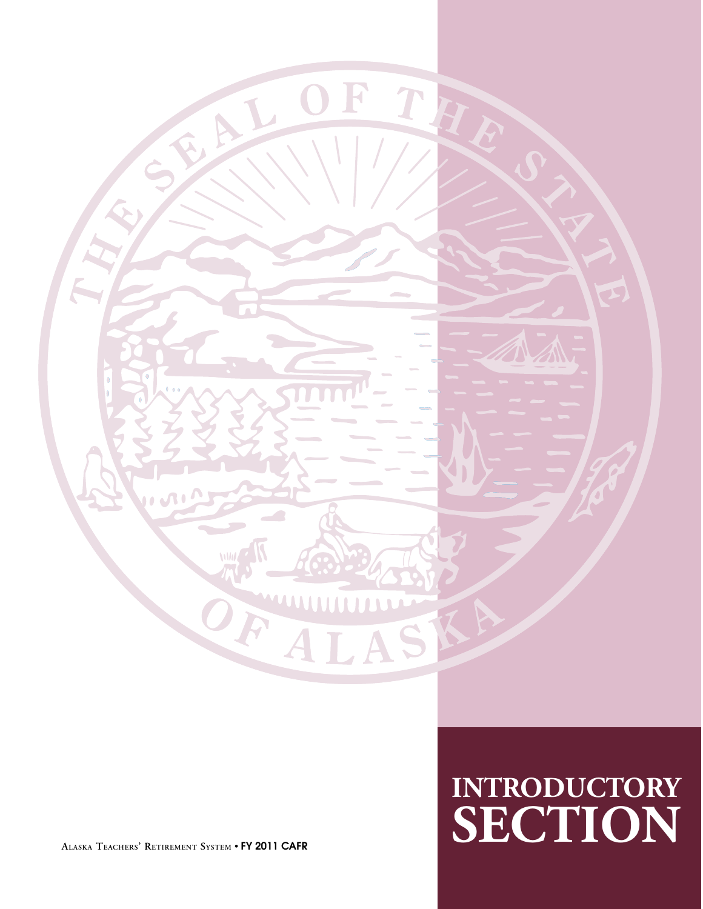# INTRODUCTORY SECTION

Alaska Teachers' Retirement System • FY 2011 CAFR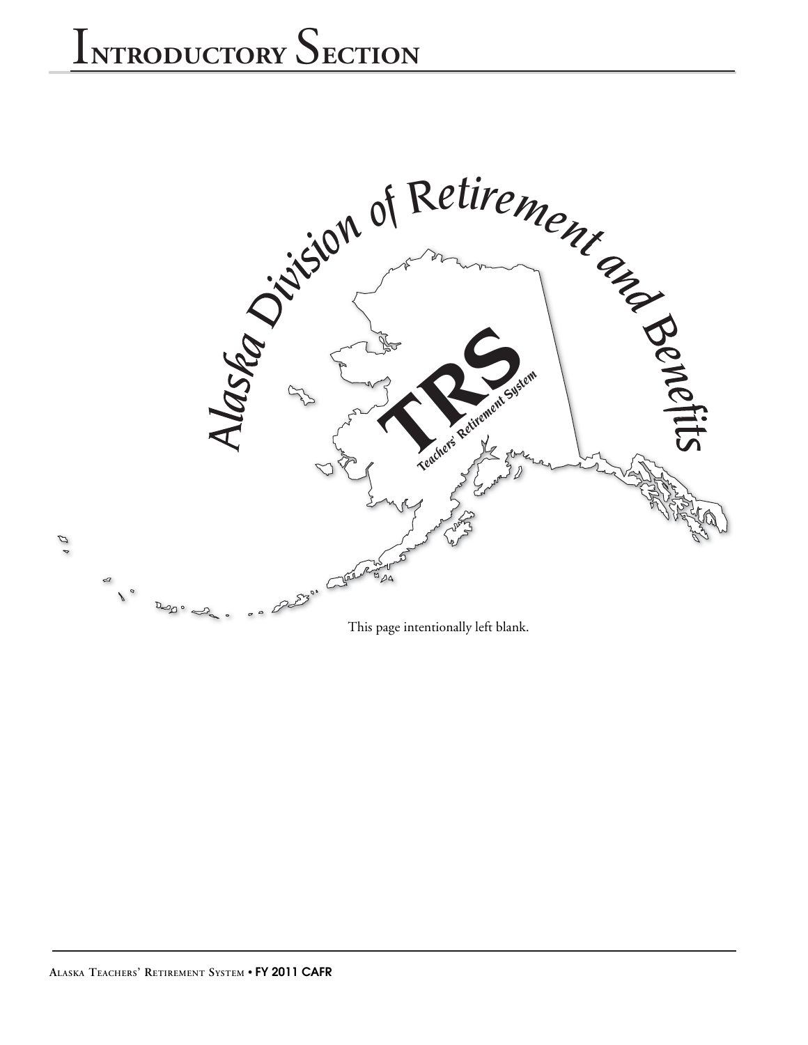# Introductory Section

Alaska Division of Retirement and Benefits

TRS

Teachers' Retirement System

This page intentionally left blank.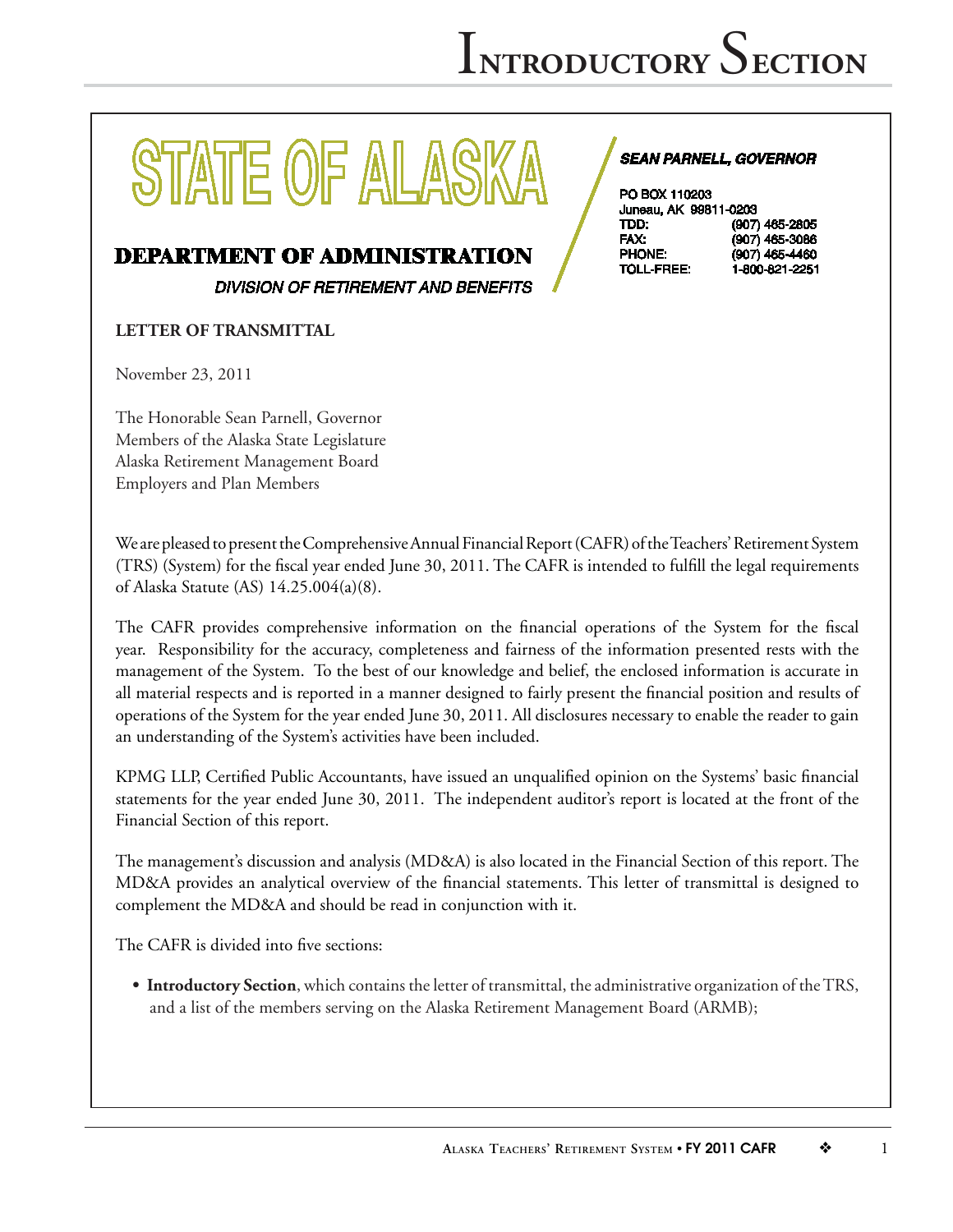# STATE OF ALASKA

## DEPARTMENT OF ADMINISTRATION

*DIVISION OF RETIREMENT AND BENEFITS*

***SEAN PARNELL, GOVERNOR***

PO BOX 110203
Juneau, AK 99811-0203

| | |
|---|---|
| TDD: | (907) 465-2805 |
| FAX: | (907) 465-3086 |
| PHONE: | (907) 465-4460 |
| TOLL-FREE: | 1-800-821-2251 |

**LETTER OF TRANSMITTAL**

November 23, 2011

The Honorable Sean Parnell, Governor
Members of the Alaska State Legislature
Alaska Retirement Management Board
Employers and Plan Members

We are pleased to present the Comprehensive Annual Financial Report (CAFR) of the Teachers' Retirement System (TRS) (System) for the fiscal year ended June 30, 2011. The CAFR is intended to fulfill the legal requirements of Alaska Statute (AS) 14.25.004(a)(8).

The CAFR provides comprehensive information on the financial operations of the System for the fiscal year. Responsibility for the accuracy, completeness and fairness of the information presented rests with the management of the System. To the best of our knowledge and belief, the enclosed information is accurate in all material respects and is reported in a manner designed to fairly present the financial position and results of operations of the System for the year ended June 30, 2011. All disclosures necessary to enable the reader to gain an understanding of the System's activities have been included.

KPMG LLP, Certified Public Accountants, have issued an unqualified opinion on the Systems' basic financial statements for the year ended June 30, 2011. The independent auditor's report is located at the front of the Financial Section of this report.

The management's discussion and analysis (MD&A) is also located in the Financial Section of this report. The MD&A provides an analytical overview of the financial statements. This letter of transmittal is designed to complement the MD&A and should be read in conjunction with it.

The CAFR is divided into five sections:

- **Introductory Section**, which contains the letter of transmittal, the administrative organization of the TRS, and a list of the members serving on the Alaska Retirement Management Board (ARMB);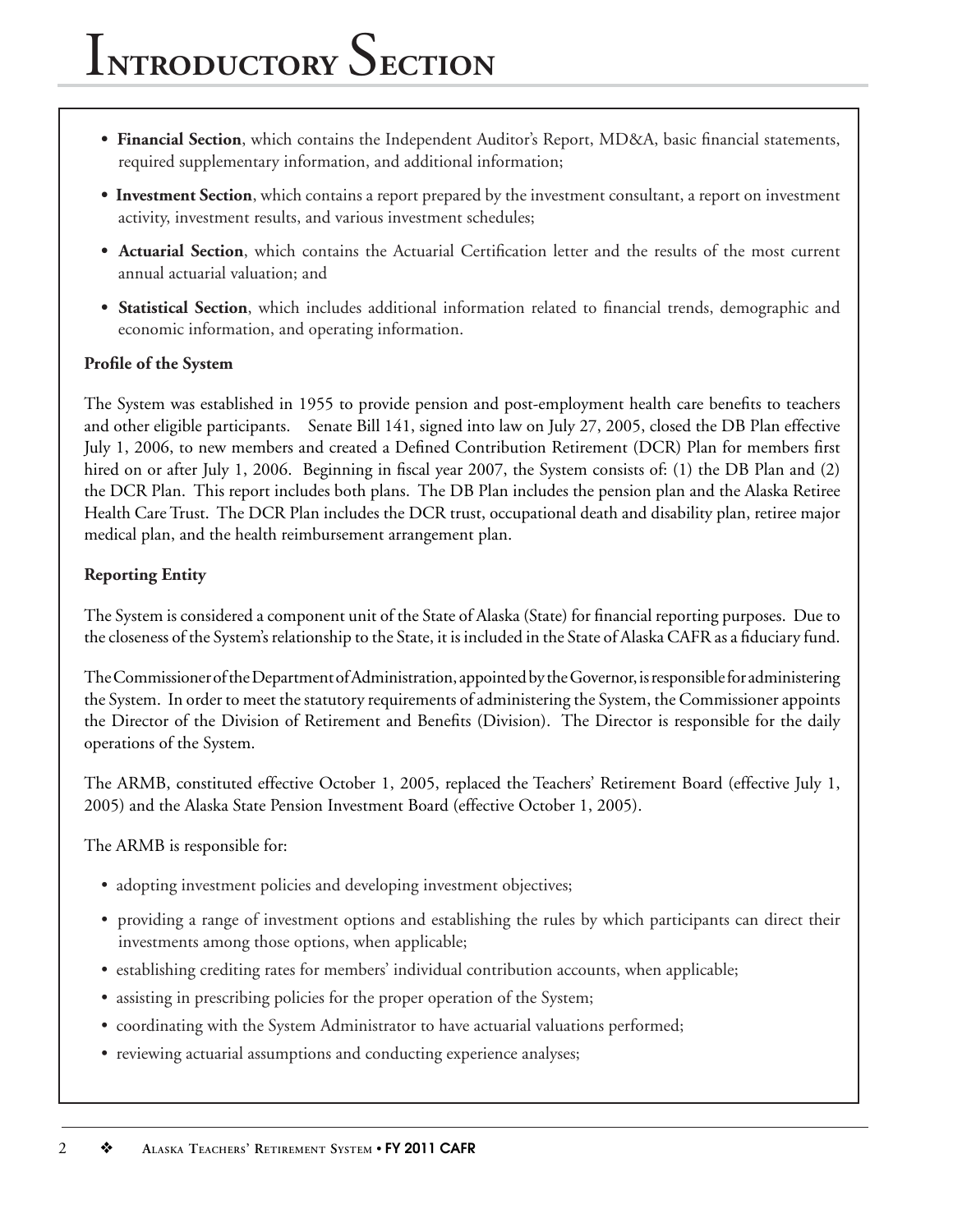- **Financial Section**, which contains the Independent Auditor's Report, MD&A, basic financial statements, required supplementary information, and additional information;
- **Investment Section**, which contains a report prepared by the investment consultant, a report on investment activity, investment results, and various investment schedules;
- **Actuarial Section**, which contains the Actuarial Certification letter and the results of the most current annual actuarial valuation; and
- **Statistical Section**, which includes additional information related to financial trends, demographic and economic information, and operating information.

**Profile of the System**

The System was established in 1955 to provide pension and post-employment health care benefits to teachers and other eligible participants. Senate Bill 141, signed into law on July 27, 2005, closed the DB Plan effective July 1, 2006, to new members and created a Defined Contribution Retirement (DCR) Plan for members first hired on or after July 1, 2006. Beginning in fiscal year 2007, the System consists of: (1) the DB Plan and (2) the DCR Plan. This report includes both plans. The DB Plan includes the pension plan and the Alaska Retiree Health Care Trust. The DCR Plan includes the DCR trust, occupational death and disability plan, retiree major medical plan, and the health reimbursement arrangement plan.

**Reporting Entity**

The System is considered a component unit of the State of Alaska (State) for financial reporting purposes. Due to the closeness of the System's relationship to the State, it is included in the State of Alaska CAFR as a fiduciary fund.

The Commissioner of the Department of Administration, appointed by the Governor, is responsible for administering the System. In order to meet the statutory requirements of administering the System, the Commissioner appoints the Director of the Division of Retirement and Benefits (Division). The Director is responsible for the daily operations of the System.

The ARMB, constituted effective October 1, 2005, replaced the Teachers' Retirement Board (effective July 1, 2005) and the Alaska State Pension Investment Board (effective October 1, 2005).

The ARMB is responsible for:

- adopting investment policies and developing investment objectives;
- providing a range of investment options and establishing the rules by which participants can direct their investments among those options, when applicable;
- establishing crediting rates for members' individual contribution accounts, when applicable;
- assisting in prescribing policies for the proper operation of the System;
- coordinating with the System Administrator to have actuarial valuations performed;
- reviewing actuarial assumptions and conducting experience analyses;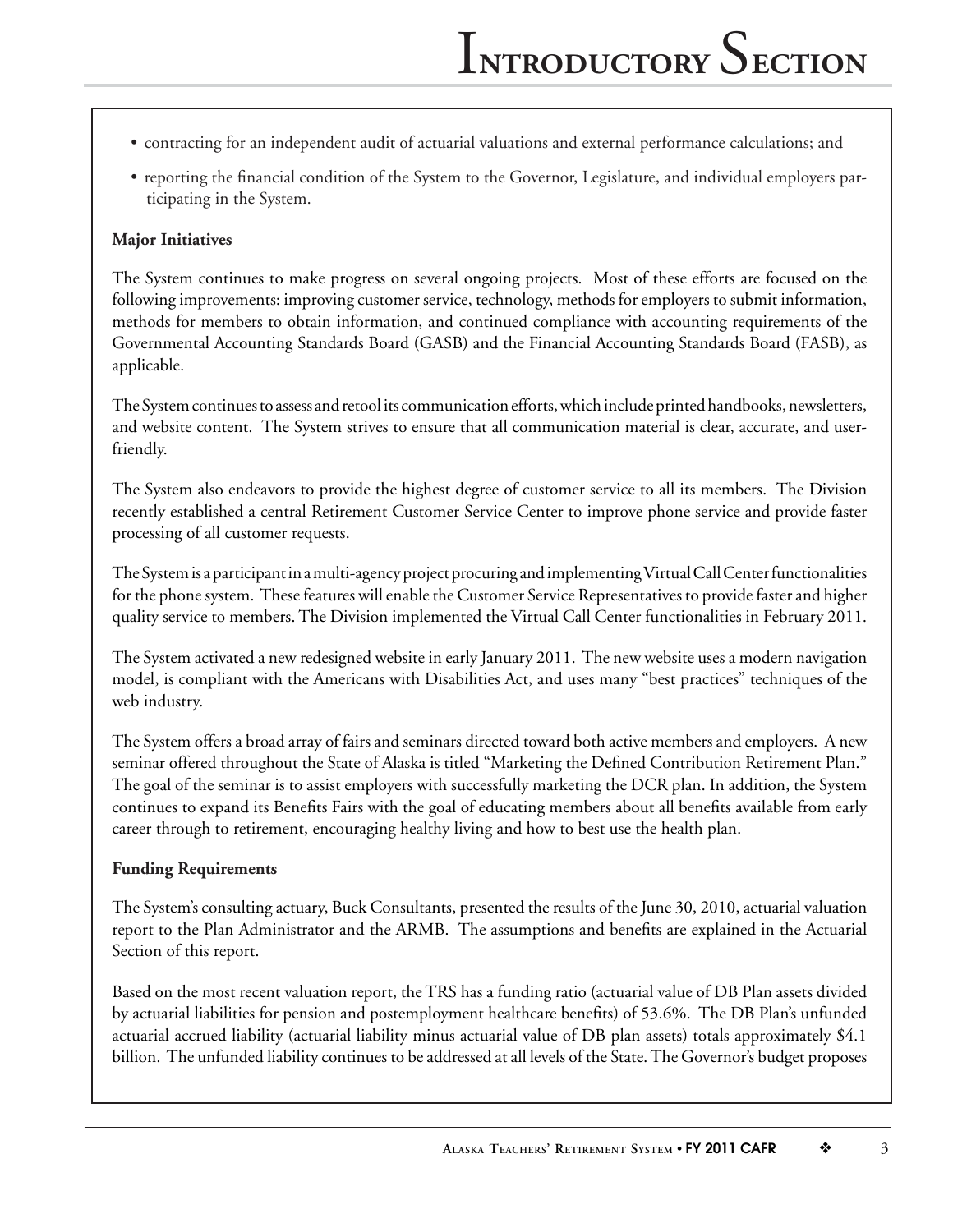- contracting for an independent audit of actuarial valuations and external performance calculations; and
- reporting the financial condition of the System to the Governor, Legislature, and individual employers participating in the System.

**Major Initiatives**

The System continues to make progress on several ongoing projects. Most of these efforts are focused on the following improvements: improving customer service, technology, methods for employers to submit information, methods for members to obtain information, and continued compliance with accounting requirements of the Governmental Accounting Standards Board (GASB) and the Financial Accounting Standards Board (FASB), as applicable.

The System continues to assess and retool its communication efforts, which include printed handbooks, newsletters, and website content. The System strives to ensure that all communication material is clear, accurate, and user-friendly.

The System also endeavors to provide the highest degree of customer service to all its members. The Division recently established a central Retirement Customer Service Center to improve phone service and provide faster processing of all customer requests.

The System is a participant in a multi-agency project procuring and implementing Virtual Call Center functionalities for the phone system. These features will enable the Customer Service Representatives to provide faster and higher quality service to members. The Division implemented the Virtual Call Center functionalities in February 2011.

The System activated a new redesigned website in early January 2011. The new website uses a modern navigation model, is compliant with the Americans with Disabilities Act, and uses many "best practices" techniques of the web industry.

The System offers a broad array of fairs and seminars directed toward both active members and employers. A new seminar offered throughout the State of Alaska is titled "Marketing the Defined Contribution Retirement Plan." The goal of the seminar is to assist employers with successfully marketing the DCR plan. In addition, the System continues to expand its Benefits Fairs with the goal of educating members about all benefits available from early career through to retirement, encouraging healthy living and how to best use the health plan.

**Funding Requirements**

The System's consulting actuary, Buck Consultants, presented the results of the June 30, 2010, actuarial valuation report to the Plan Administrator and the ARMB. The assumptions and benefits are explained in the Actuarial Section of this report.

Based on the most recent valuation report, the TRS has a funding ratio (actuarial value of DB Plan assets divided by actuarial liabilities for pension and postemployment healthcare benefits) of 53.6%. The DB Plan's unfunded actuarial accrued liability (actuarial liability minus actuarial value of DB plan assets) totals approximately $4.1 billion. The unfunded liability continues to be addressed at all levels of the State. The Governor's budget proposes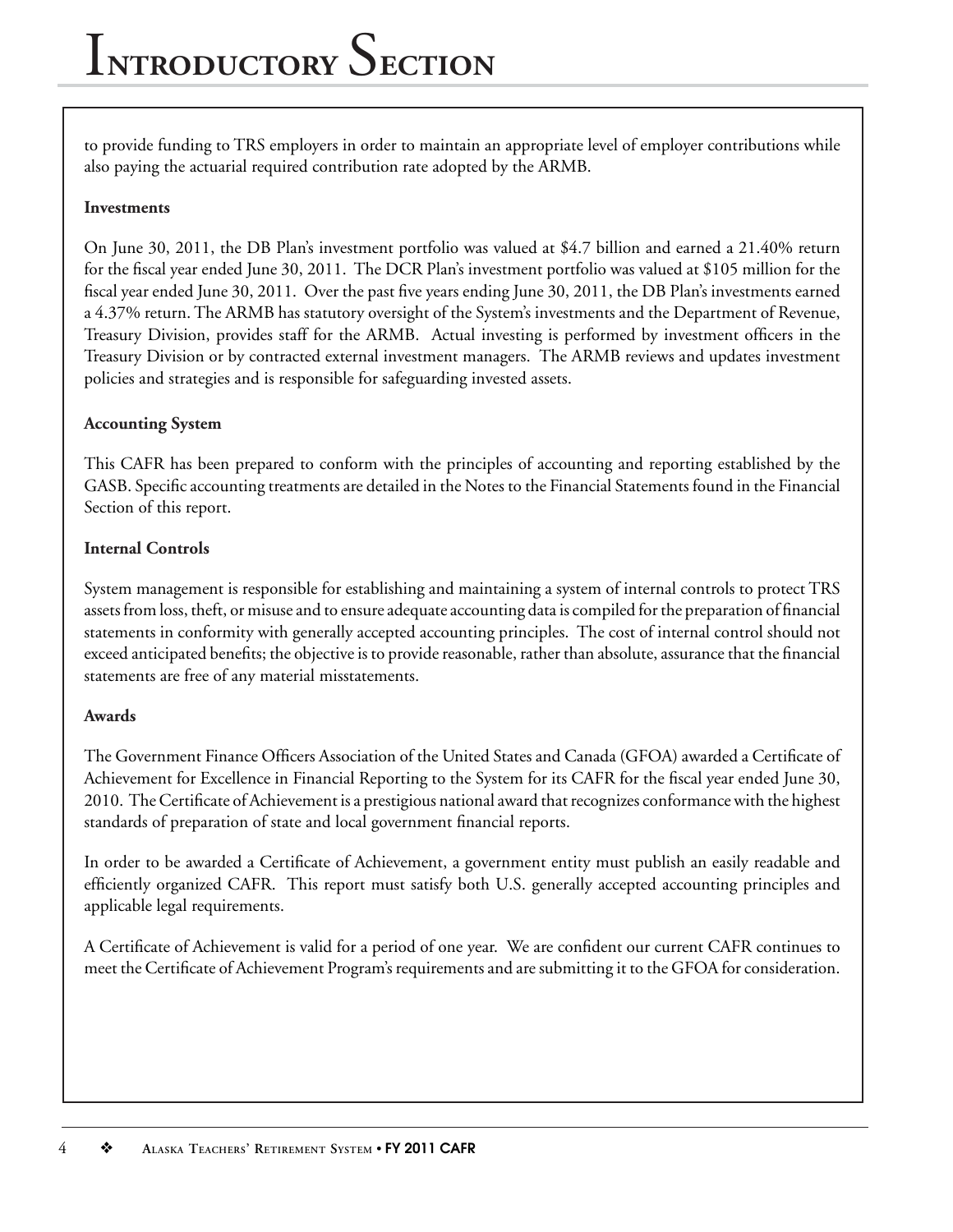to provide funding to TRS employers in order to maintain an appropriate level of employer contributions while also paying the actuarial required contribution rate adopted by the ARMB.

**Investments**

On June 30, 2011, the DB Plan's investment portfolio was valued at $4.7 billion and earned a 21.40% return for the fiscal year ended June 30, 2011. The DCR Plan's investment portfolio was valued at $105 million for the fiscal year ended June 30, 2011. Over the past five years ending June 30, 2011, the DB Plan's investments earned a 4.37% return. The ARMB has statutory oversight of the System's investments and the Department of Revenue, Treasury Division, provides staff for the ARMB. Actual investing is performed by investment officers in the Treasury Division or by contracted external investment managers. The ARMB reviews and updates investment policies and strategies and is responsible for safeguarding invested assets.

**Accounting System**

This CAFR has been prepared to conform with the principles of accounting and reporting established by the GASB. Specific accounting treatments are detailed in the Notes to the Financial Statements found in the Financial Section of this report.

**Internal Controls**

System management is responsible for establishing and maintaining a system of internal controls to protect TRS assets from loss, theft, or misuse and to ensure adequate accounting data is compiled for the preparation of financial statements in conformity with generally accepted accounting principles. The cost of internal control should not exceed anticipated benefits; the objective is to provide reasonable, rather than absolute, assurance that the financial statements are free of any material misstatements.

**Awards**

The Government Finance Officers Association of the United States and Canada (GFOA) awarded a Certificate of Achievement for Excellence in Financial Reporting to the System for its CAFR for the fiscal year ended June 30, 2010. The Certificate of Achievement is a prestigious national award that recognizes conformance with the highest standards of preparation of state and local government financial reports.

In order to be awarded a Certificate of Achievement, a government entity must publish an easily readable and efficiently organized CAFR. This report must satisfy both U.S. generally accepted accounting principles and applicable legal requirements.

A Certificate of Achievement is valid for a period of one year. We are confident our current CAFR continues to meet the Certificate of Achievement Program's requirements and are submitting it to the GFOA for consideration.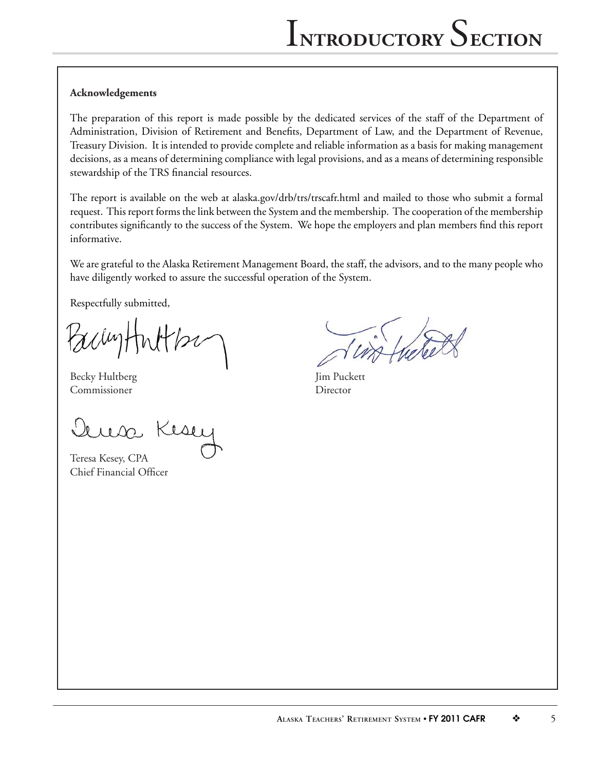**Acknowledgements**

The preparation of this report is made possible by the dedicated services of the staff of the Department of Administration, Division of Retirement and Benefits, Department of Law, and the Department of Revenue, Treasury Division. It is intended to provide complete and reliable information as a basis for making management decisions, as a means of determining compliance with legal provisions, and as a means of determining responsible stewardship of the TRS financial resources.

The report is available on the web at alaska.gov/drb/trs/trscafr.html and mailed to those who submit a formal request. This report forms the link between the System and the membership. The cooperation of the membership contributes significantly to the success of the System. We hope the employers and plan members find this report informative.

We are grateful to the Alaska Retirement Management Board, the staff, the advisors, and to the many people who have diligently worked to assure the successful operation of the System.

Respectfully submitted,

Becky Hultberg
Commissioner

Jim Puckett
Director

Teresa Kesey, CPA
Chief Financial Officer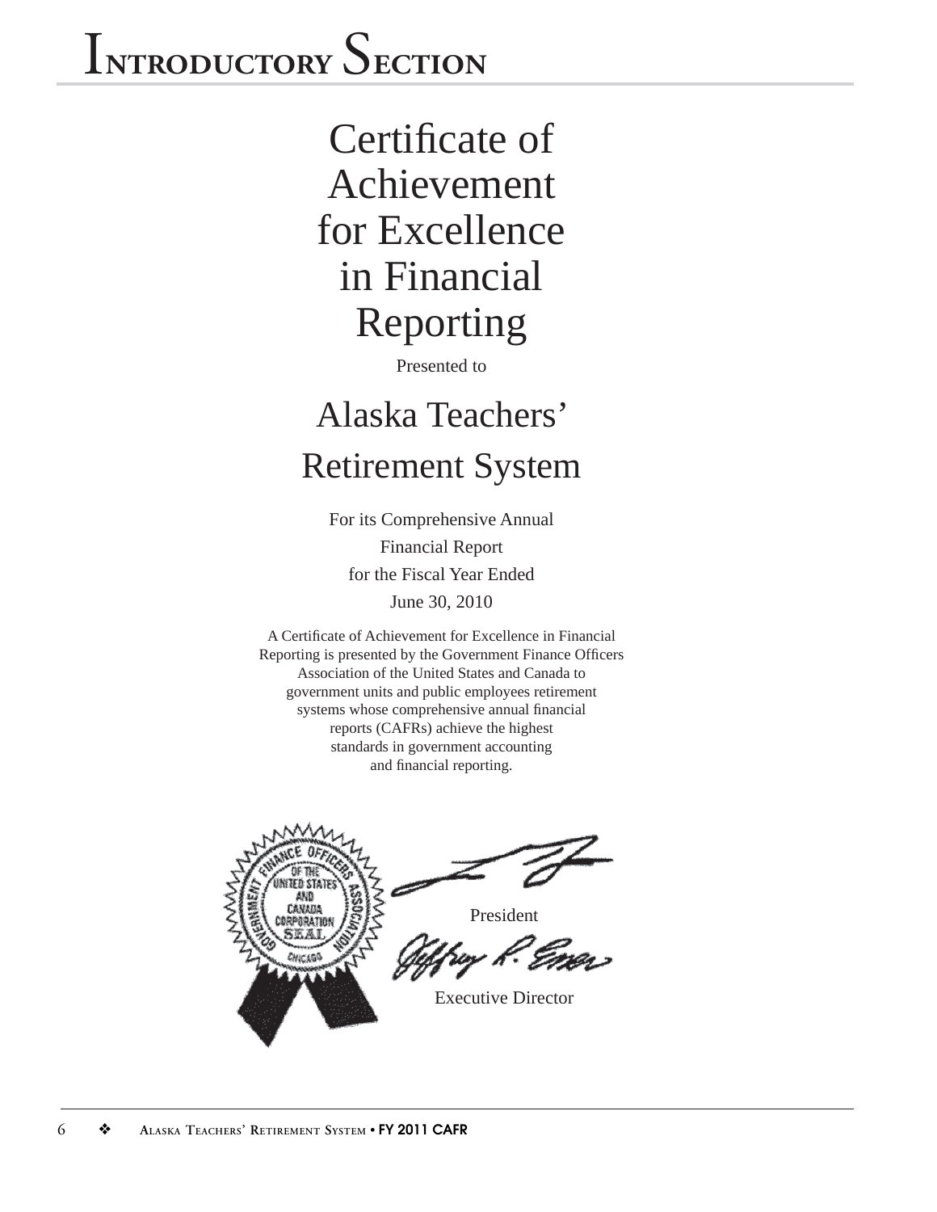# Introductory Section

# Certificate of Achievement for Excellence in Financial Reporting

Presented to

## Alaska Teachers' Retirement System

For its Comprehensive Annual Financial Report for the Fiscal Year Ended June 30, 2010

A Certificate of Achievement for Excellence in Financial Reporting is presented by the Government Finance Officers Association of the United States and Canada to government units and public employees retirement systems whose comprehensive annual financial reports (CAFRs) achieve the highest standards in government accounting and financial reporting.

President

Executive Director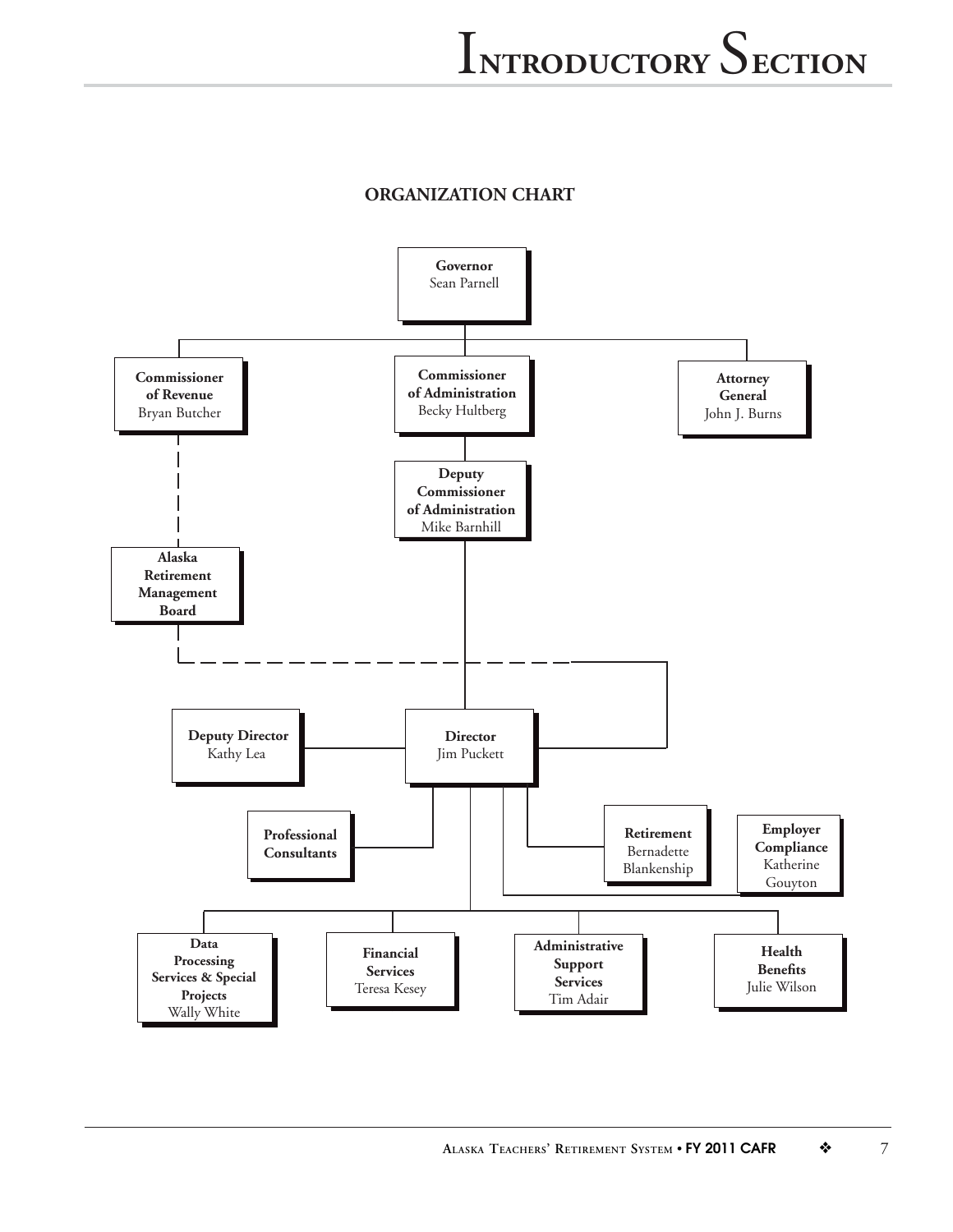## ORGANIZATION CHART

**Governor**
Sean Parnell

**Commissioner of Revenue**
Bryan Butcher

**Commissioner of Administration**
Becky Hultberg

**Attorney General**
John J. Burns

**Deputy Commissioner of Administration**
Mike Barnhill

**Alaska Retirement Management Board**

**Deputy Director**
Kathy Lea

**Director**
Jim Puckett

**Professional Consultants**

**Retirement**
Bernadette Blankenship

**Employer Compliance**
Katherine Gouyton

**Data Processing Services & Special Projects**
Wally White

**Financial Services**
Teresa Kesey

**Administrative Support Services**
Tim Adair

**Health Benefits**
Julie Wilson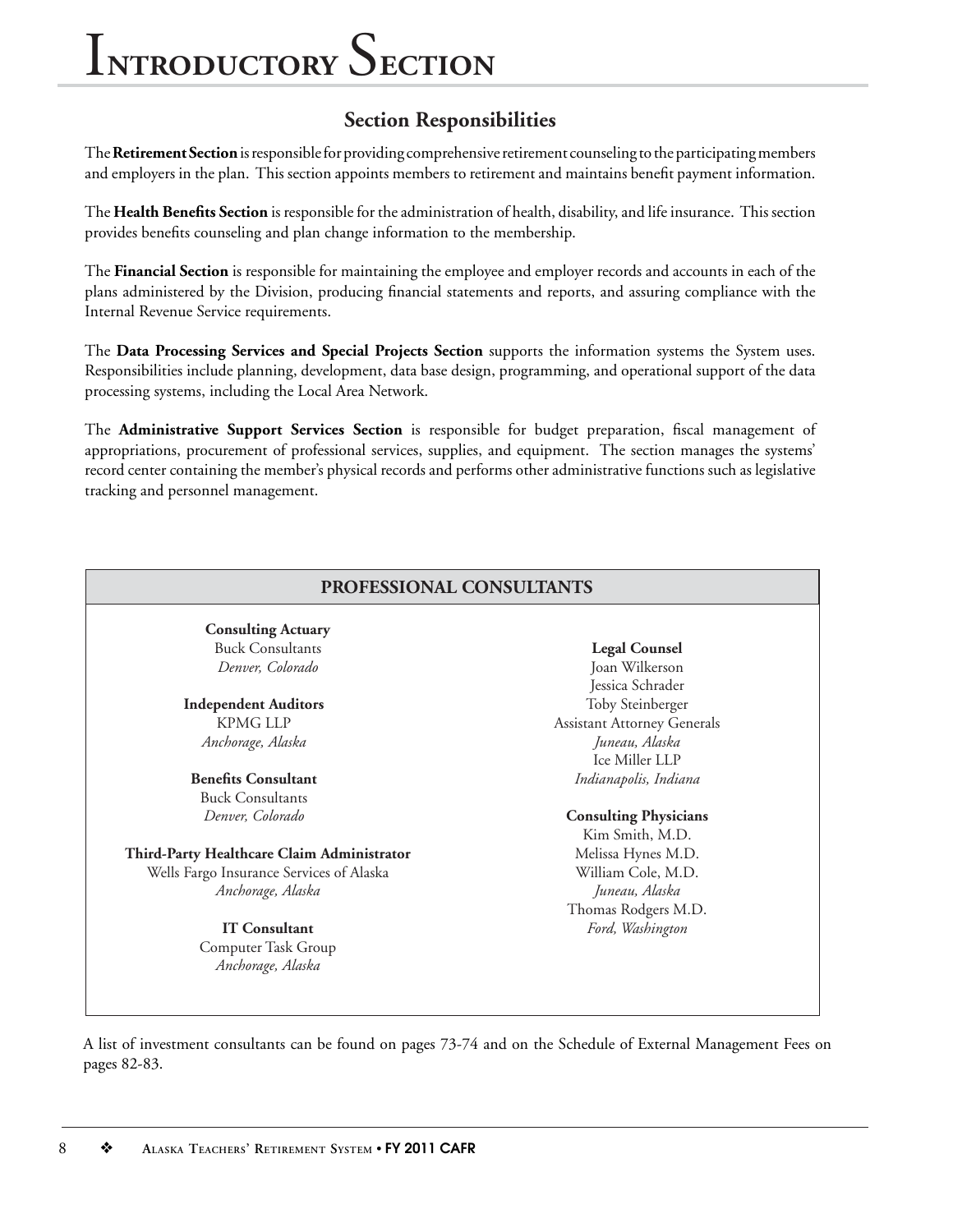# Introductory Section

## Section Responsibilities

The **Retirement Section** is responsible for providing comprehensive retirement counseling to the participating members and employers in the plan. This section appoints members to retirement and maintains benefit payment information.

The **Health Benefits Section** is responsible for the administration of health, disability, and life insurance. This section provides benefits counseling and plan change information to the membership.

The **Financial Section** is responsible for maintaining the employee and employer records and accounts in each of the plans administered by the Division, producing financial statements and reports, and assuring compliance with the Internal Revenue Service requirements.

The **Data Processing Services and Special Projects Section** supports the information systems the System uses. Responsibilities include planning, development, data base design, programming, and operational support of the data processing systems, including the Local Area Network.

The **Administrative Support Services Section** is responsible for budget preparation, fiscal management of appropriations, procurement of professional services, supplies, and equipment. The section manages the systems' record center containing the member's physical records and performs other administrative functions such as legislative tracking and personnel management.

### PROFESSIONAL CONSULTANTS

**Consulting Actuary**
Buck Consultants
*Denver, Colorado*

**Independent Auditors**
KPMG LLP
*Anchorage, Alaska*

**Benefits Consultant**
Buck Consultants
*Denver, Colorado*

**Third-Party Healthcare Claim Administrator**
Wells Fargo Insurance Services of Alaska
*Anchorage, Alaska*

**IT Consultant**
Computer Task Group
*Anchorage, Alaska*

**Legal Counsel**
Joan Wilkerson
Jessica Schrader
Toby Steinberger
Assistant Attorney Generals
*Juneau, Alaska*
Ice Miller LLP
*Indianapolis, Indiana*

**Consulting Physicians**
Kim Smith, M.D.
Melissa Hynes M.D.
William Cole, M.D.
*Juneau, Alaska*
Thomas Rodgers M.D.
*Ford, Washington*

A list of investment consultants can be found on pages 73-74 and on the Schedule of External Management Fees on pages 82-83.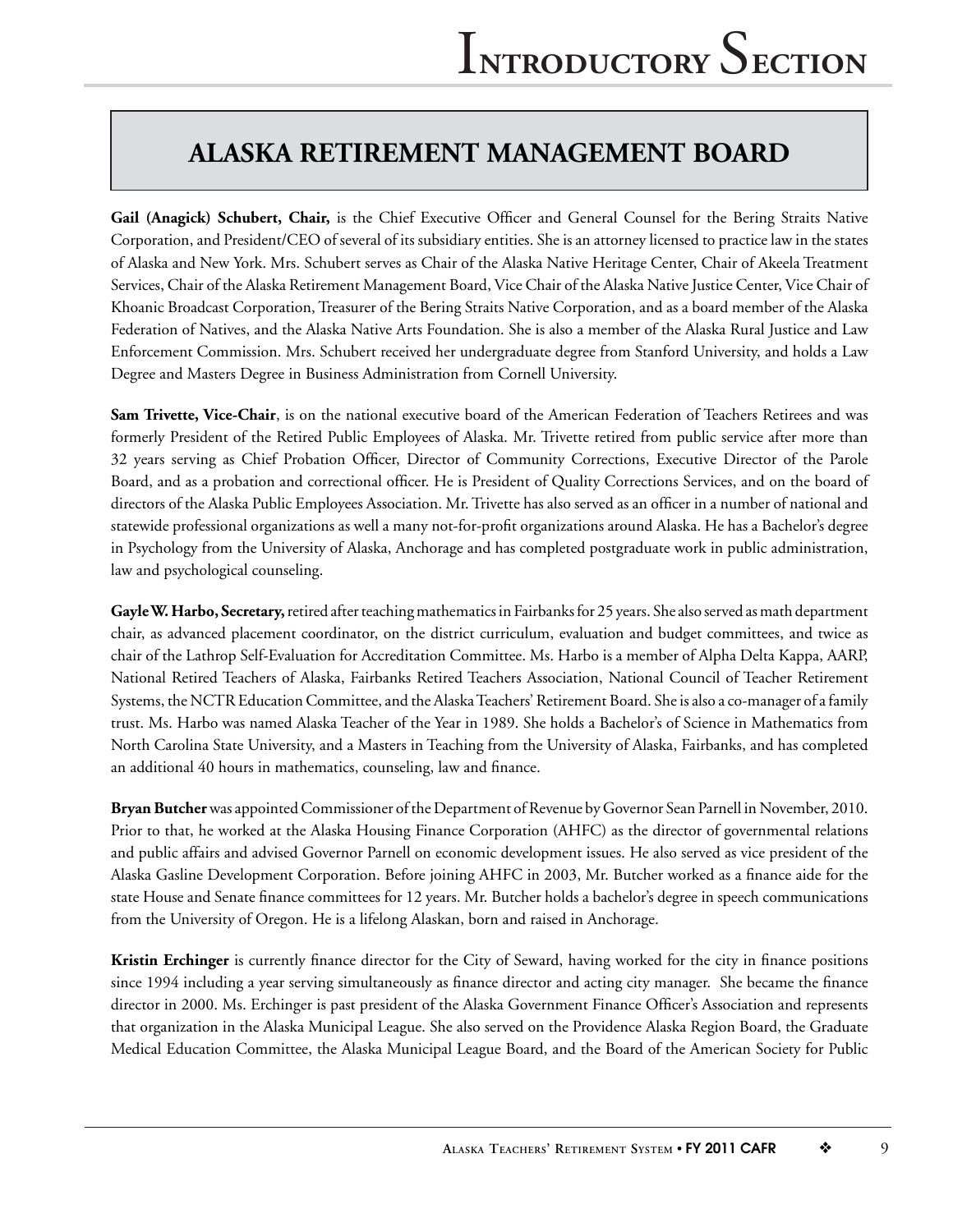## ALASKA RETIREMENT MANAGEMENT BOARD

**Gail (Anagick) Schubert, Chair,** is the Chief Executive Officer and General Counsel for the Bering Straits Native Corporation, and President/CEO of several of its subsidiary entities. She is an attorney licensed to practice law in the states of Alaska and New York. Mrs. Schubert serves as Chair of the Alaska Native Heritage Center, Chair of Akeela Treatment Services, Chair of the Alaska Retirement Management Board, Vice Chair of the Alaska Native Justice Center, Vice Chair of Khoanic Broadcast Corporation, Treasurer of the Bering Straits Native Corporation, and as a board member of the Alaska Federation of Natives, and the Alaska Native Arts Foundation. She is also a member of the Alaska Rural Justice and Law Enforcement Commission. Mrs. Schubert received her undergraduate degree from Stanford University, and holds a Law Degree and Masters Degree in Business Administration from Cornell University.

**Sam Trivette, Vice-Chair**, is on the national executive board of the American Federation of Teachers Retirees and was formerly President of the Retired Public Employees of Alaska. Mr. Trivette retired from public service after more than 32 years serving as Chief Probation Officer, Director of Community Corrections, Executive Director of the Parole Board, and as a probation and correctional officer. He is President of Quality Corrections Services, and on the board of directors of the Alaska Public Employees Association. Mr. Trivette has also served as an officer in a number of national and statewide professional organizations as well a many not-for-profit organizations around Alaska. He has a Bachelor's degree in Psychology from the University of Alaska, Anchorage and has completed postgraduate work in public administration, law and psychological counseling.

**Gayle W. Harbo, Secretary,** retired after teaching mathematics in Fairbanks for 25 years. She also served as math department chair, as advanced placement coordinator, on the district curriculum, evaluation and budget committees, and twice as chair of the Lathrop Self-Evaluation for Accreditation Committee. Ms. Harbo is a member of Alpha Delta Kappa, AARP, National Retired Teachers of Alaska, Fairbanks Retired Teachers Association, National Council of Teacher Retirement Systems, the NCTR Education Committee, and the Alaska Teachers' Retirement Board. She is also a co-manager of a family trust. Ms. Harbo was named Alaska Teacher of the Year in 1989. She holds a Bachelor's of Science in Mathematics from North Carolina State University, and a Masters in Teaching from the University of Alaska, Fairbanks, and has completed an additional 40 hours in mathematics, counseling, law and finance.

**Bryan Butcher** was appointed Commissioner of the Department of Revenue by Governor Sean Parnell in November, 2010. Prior to that, he worked at the Alaska Housing Finance Corporation (AHFC) as the director of governmental relations and public affairs and advised Governor Parnell on economic development issues. He also served as vice president of the Alaska Gasline Development Corporation. Before joining AHFC in 2003, Mr. Butcher worked as a finance aide for the state House and Senate finance committees for 12 years. Mr. Butcher holds a bachelor's degree in speech communications from the University of Oregon. He is a lifelong Alaskan, born and raised in Anchorage.

**Kristin Erchinger** is currently finance director for the City of Seward, having worked for the city in finance positions since 1994 including a year serving simultaneously as finance director and acting city manager. She became the finance director in 2000. Ms. Erchinger is past president of the Alaska Government Finance Officer's Association and represents that organization in the Alaska Municipal League. She also served on the Providence Alaska Region Board, the Graduate Medical Education Committee, the Alaska Municipal League Board, and the Board of the American Society for Public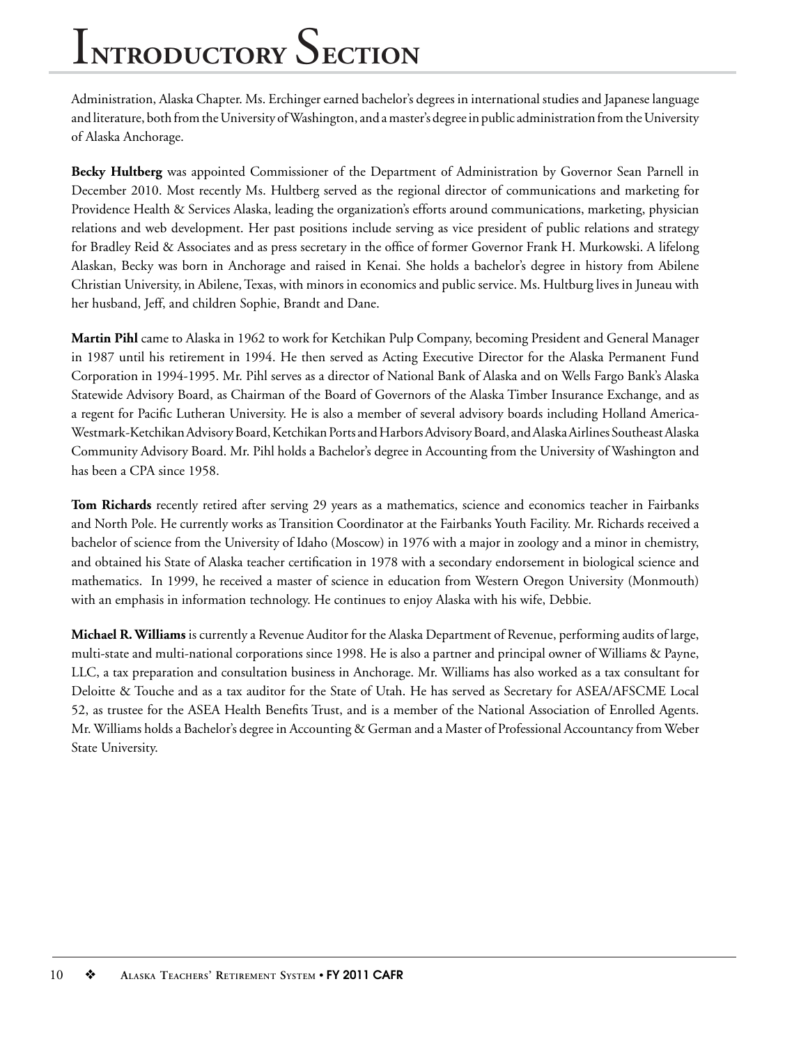Administration, Alaska Chapter. Ms. Erchinger earned bachelor's degrees in international studies and Japanese language and literature, both from the University of Washington, and a master's degree in public administration from the University of Alaska Anchorage.

**Becky Hultberg** was appointed Commissioner of the Department of Administration by Governor Sean Parnell in December 2010. Most recently Ms. Hultberg served as the regional director of communications and marketing for Providence Health & Services Alaska, leading the organization's efforts around communications, marketing, physician relations and web development. Her past positions include serving as vice president of public relations and strategy for Bradley Reid & Associates and as press secretary in the office of former Governor Frank H. Murkowski. A lifelong Alaskan, Becky was born in Anchorage and raised in Kenai. She holds a bachelor's degree in history from Abilene Christian University, in Abilene, Texas, with minors in economics and public service. Ms. Hultburg lives in Juneau with her husband, Jeff, and children Sophie, Brandt and Dane.

**Martin Pihl** came to Alaska in 1962 to work for Ketchikan Pulp Company, becoming President and General Manager in 1987 until his retirement in 1994. He then served as Acting Executive Director for the Alaska Permanent Fund Corporation in 1994-1995. Mr. Pihl serves as a director of National Bank of Alaska and on Wells Fargo Bank's Alaska Statewide Advisory Board, as Chairman of the Board of Governors of the Alaska Timber Insurance Exchange, and as a regent for Pacific Lutheran University. He is also a member of several advisory boards including Holland America-Westmark-Ketchikan Advisory Board, Ketchikan Ports and Harbors Advisory Board, and Alaska Airlines Southeast Alaska Community Advisory Board. Mr. Pihl holds a Bachelor's degree in Accounting from the University of Washington and has been a CPA since 1958.

**Tom Richards** recently retired after serving 29 years as a mathematics, science and economics teacher in Fairbanks and North Pole. He currently works as Transition Coordinator at the Fairbanks Youth Facility. Mr. Richards received a bachelor of science from the University of Idaho (Moscow) in 1976 with a major in zoology and a minor in chemistry, and obtained his State of Alaska teacher certification in 1978 with a secondary endorsement in biological science and mathematics. In 1999, he received a master of science in education from Western Oregon University (Monmouth) with an emphasis in information technology. He continues to enjoy Alaska with his wife, Debbie.

**Michael R. Williams** is currently a Revenue Auditor for the Alaska Department of Revenue, performing audits of large, multi-state and multi-national corporations since 1998. He is also a partner and principal owner of Williams & Payne, LLC, a tax preparation and consultation business in Anchorage. Mr. Williams has also worked as a tax consultant for Deloitte & Touche and as a tax auditor for the State of Utah. He has served as Secretary for ASEA/AFSCME Local 52, as trustee for the ASEA Health Benefits Trust, and is a member of the National Association of Enrolled Agents. Mr. Williams holds a Bachelor's degree in Accounting & German and a Master of Professional Accountancy from Weber State University.